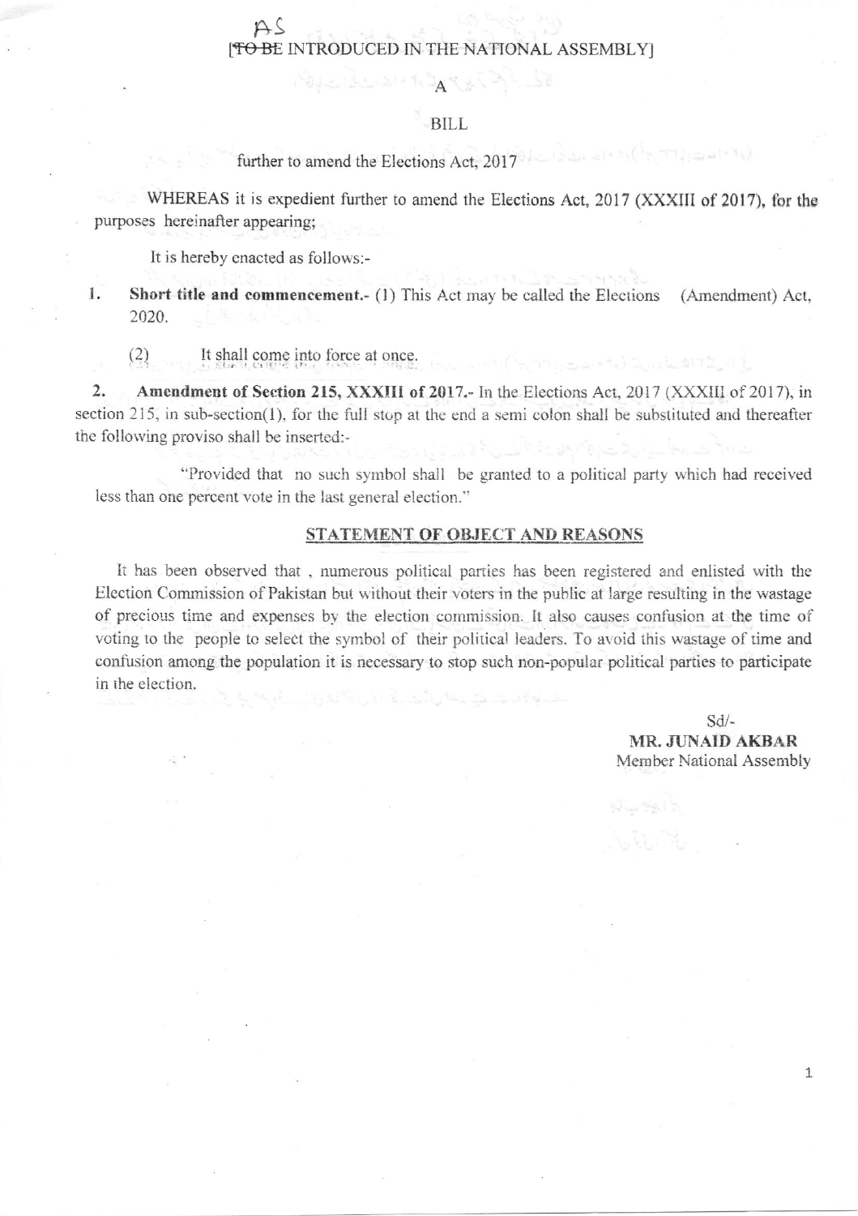AS
[~~TO BE~~ INTRODUCED IN THE NATIONAL ASSEMBLY]

A

BILL

further to amend the Elections Act, 2017

WHEREAS it is expedient further to amend the Elections Act, 2017 (XXXIII of 2017), for the purposes hereinafter appearing;

It is hereby enacted as follows:-

1. **Short title and commencement.**- (1) This Act may be called the Elections (Amendment) Act, 2020.

   (2) It shall come into force at once.

2. **Amendment of Section 215, XXXIII of 2017.**- In the Elections Act, 2017 (XXXIII of 2017), in section 215, in sub-section(1), for the full stop at the end a semi colon shall be substituted and thereafter the following proviso shall be inserted:-

   "Provided that no such symbol shall be granted to a political party which had received less than one percent vote in the last general election."

## STATEMENT OF OBJECT AND REASONS

It has been observed that , numerous political parties has been registered and enlisted with the Election Commission of Pakistan but without their voters in the public at large resulting in the wastage of precious time and expenses by the election commission. It also causes confusion at the time of voting to the people to select the symbol of their political leaders. To avoid this wastage of time and confusion among the population it is necessary to stop such non-popular political parties to participate in the election.

Sd/-
**MR. JUNAID AKBAR**
Member National Assembly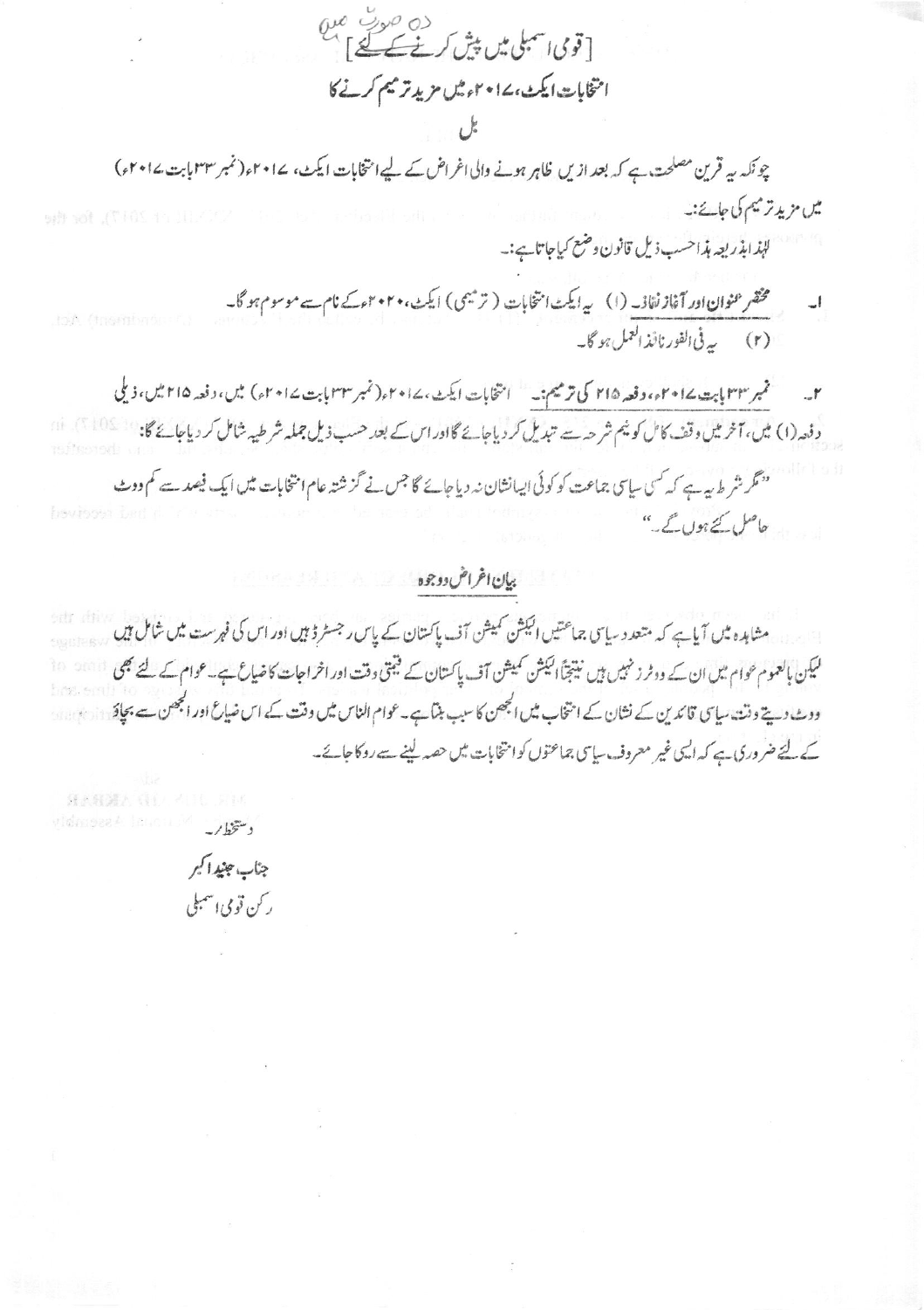[قومی اسمبلی میں پیش کرنے کے لئے]

# انتخابات ایکٹ، ۲۰۱۷ء میں مزید ترمیم کرنے کا

# بل

چونکہ یہ قرین مصلحت ہے کہ بعد ازیں ظاہر ہونے والی اغراض کے لیے انتخابات ایکٹ، ۲۰۱۷ء (نمبر ۳۳ بابت ۲۰۱۷ء) میں مزید ترمیم کی جائے:۔

لہٰذا بذریعہ ہذا حسب ذیل قانون وضع کیا جاتا ہے:۔

۱۔ مختصر عنوان اور آغاز نفاذ۔ (۱) یہ ایکٹ انتخابات (ترمیمی) ایکٹ، ۲۰۲۰ء کے نام سے موسوم ہوگا۔

(۲) یہ فی الفور نافذ العمل ہوگا۔

۲۔ نمبر ۳۳ بابت ۲۰۱۷ء، دفعہ ۲۱۵ کی ترمیم:۔ انتخابات ایکٹ، ۲۰۱۷ء (نمبر ۳۳ بابت ۲۰۱۷ء) میں، دفعہ ۲۱۵ میں، ذیلی دفعہ (۱) میں، آخر میں وقف کامل کو نیم شرحہ سے تبدیل کر دیا جائے گا اور اس کے بعد حسب ذیل جملہ شرطیہ شامل کر دیا جائے گا:

"مگر شرط یہ ہے کہ کسی سیاسی جماعت کو کوئی ایسا نشان نہ دیا جائے گا جس نے گزشتہ عام انتخابات میں ایک فیصد سے کم ووٹ حاصل کئے ہوں گے۔"

## بیان اغراض و وجوہ

مشاہدہ میں آیا ہے کہ متعدد سیاسی جماعتیں الیکشن کمیشن آف پاکستان کے پاس رجسٹرڈ ہیں اور اس کی فہرست میں شامل ہیں لیکن بالعموم عوام میں ان کے ووٹرز نہیں ہیں نتیجتاً الیکشن کمیشن آف پاکستان کے قیمتی وقت اور اخراجات کا ضیاع ہے۔ عوام کے لئے بھی ووٹ دیتے وقت، سیاسی قائدین کے نشان کے انتخاب میں الجھن کا سبب بنتا ہے۔ عوام الناس میں وقت کے اس ضیاع اور الجھن سے بچاؤ کے لئے ضروری ہے کہ ایسی غیر معروف سیاسی جماعتوں کو انتخابات میں حصہ لینے سے روکا جائے۔

دستخط۔

جناب جنید اکبر

رکن قومی اسمبلی